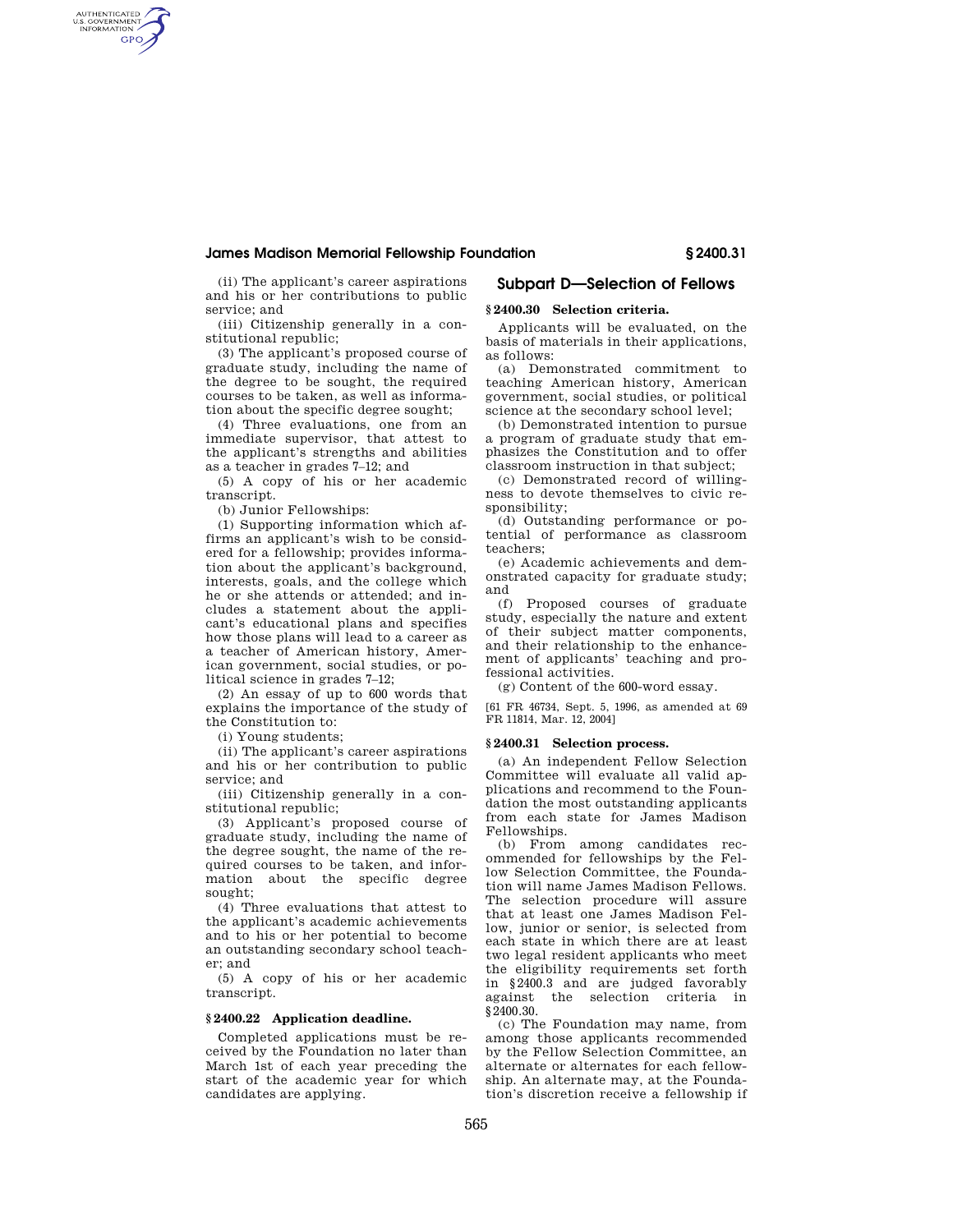(ii) The applicant's career aspirations and his or her contributions to public service; and

(iii) Citizenship generally in a constitutional republic;

(3) The applicant's proposed course of graduate study, including the name of the degree to be sought, the required courses to be taken, as well as information about the specific degree sought;

(4) Three evaluations, one from an immediate supervisor, that attest to the applicant's strengths and abilities as a teacher in grades 7–12; and

(5) A copy of his or her academic transcript.

(b) Junior Fellowships:

(1) Supporting information which affirms an applicant's wish to be considered for a fellowship; provides information about the applicant's background, interests, goals, and the college which he or she attends or attended; and includes a statement about the applicant's educational plans and specifies how those plans will lead to a career as a teacher of American history, American government, social studies, or political science in grades 7–12;

(2) An essay of up to 600 words that explains the importance of the study of the Constitution to:

(i) Young students;

(ii) The applicant's career aspirations and his or her contribution to public service; and

(iii) Citizenship generally in a constitutional republic;

(3) Applicant's proposed course of graduate study, including the name of the degree sought, the name of the required courses to be taken, and information about the specific degree sought;

(4) Three evaluations that attest to the applicant's academic achievements and to his or her potential to become an outstanding secondary school teacher; and

(5) A copy of his or her academic transcript.

### § 2400.22 Application deadline.

Completed applications must be received by the Foundation no later than March 1st of each year preceding the start of the academic year for which candidates are applying.

## Subpart D—Selection of Fellows

### § 2400.30 Selection criteria.

Applicants will be evaluated, on the basis of materials in their applications, as follows:

(a) Demonstrated commitment to teaching American history, American government, social studies, or political science at the secondary school level;

(b) Demonstrated intention to pursue a program of graduate study that emphasizes the Constitution and to offer classroom instruction in that subject;

(c) Demonstrated record of willingness to devote themselves to civic responsibility;

(d) Outstanding performance or potential of performance as classroom teachers;

(e) Academic achievements and demonstrated capacity for graduate study; and

(f) Proposed courses of graduate study, especially the nature and extent of their subject matter components, and their relationship to the enhancement of applicants' teaching and professional activities.

(g) Content of the 600-word essay.

[61 FR 46734, Sept. 5, 1996, as amended at 69 FR 11814, Mar. 12, 2004]

### § 2400.31 Selection process.

(a) An independent Fellow Selection Committee will evaluate all valid applications and recommend to the Foundation the most outstanding applicants from each state for James Madison Fellowships.

(b) From among candidates recommended for fellowships by the Fellow Selection Committee, the Foundation will name James Madison Fellows. The selection procedure will assure that at least one James Madison Fellow, junior or senior, is selected from each state in which there are at least two legal resident applicants who meet the eligibility requirements set forth in § 2400.3 and are judged favorably against the selection criteria in § 2400.30.

(c) The Foundation may name, from among those applicants recommended by the Fellow Selection Committee, an alternate or alternates for each fellowship. An alternate may, at the Foundation's discretion receive a fellowship if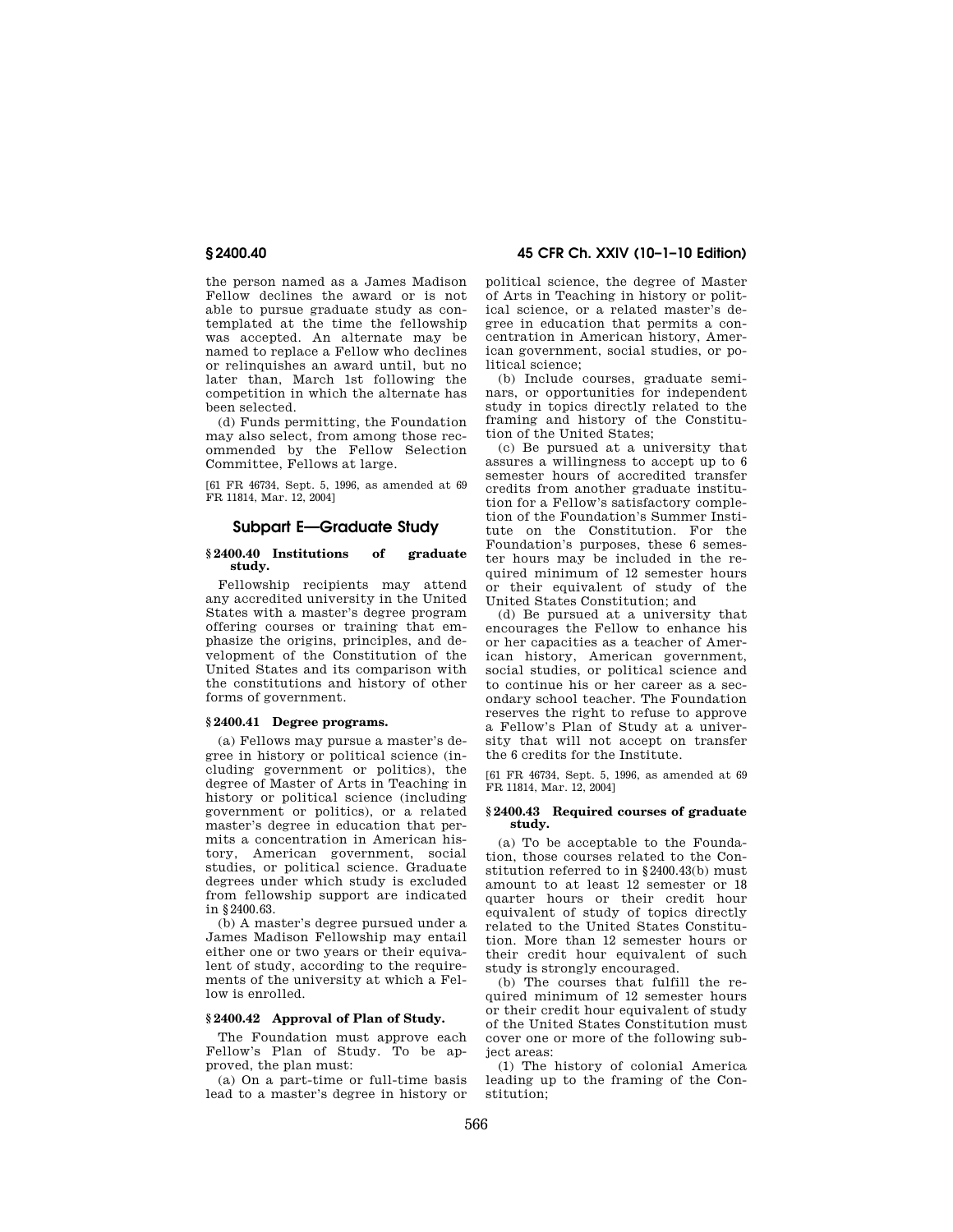the person named as a James Madison Fellow declines the award or is not able to pursue graduate study as contemplated at the time the fellowship was accepted. An alternate may be named to replace a Fellow who declines or relinquishes an award until, but no later than, March 1st following the competition in which the alternate has been selected.

(d) Funds permitting, the Foundation may also select, from among those recommended by the Fellow Selection Committee, Fellows at large.

[61 FR 46734, Sept. 5, 1996, as amended at 69 FR 11814, Mar. 12, 2004]

## Subpart E—Graduate Study

### § 2400.40 Institutions of graduate study.

Fellowship recipients may attend any accredited university in the United States with a master's degree program offering courses or training that emphasize the origins, principles, and development of the Constitution of the United States and its comparison with the constitutions and history of other forms of government.

### § 2400.41 Degree programs.

(a) Fellows may pursue a master's degree in history or political science (including government or politics), the degree of Master of Arts in Teaching in history or political science (including government or politics), or a related master's degree in education that permits a concentration in American history, American government, social studies, or political science. Graduate degrees under which study is excluded from fellowship support are indicated in § 2400.63.

(b) A master's degree pursued under a James Madison Fellowship may entail either one or two years or their equivalent of study, according to the requirements of the university at which a Fellow is enrolled.

### § 2400.42 Approval of Plan of Study.

The Foundation must approve each Fellow's Plan of Study. To be approved, the plan must:

(a) On a part-time or full-time basis lead to a master's degree in history or political science, the degree of Master of Arts in Teaching in history or political science, or a related master's degree in education that permits a concentration in American history, American government, social studies, or political science;

(b) Include courses, graduate seminars, or opportunities for independent study in topics directly related to the framing and history of the Constitution of the United States;

(c) Be pursued at a university that assures a willingness to accept up to 6 semester hours of accredited transfer credits from another graduate institution for a Fellow's satisfactory completion of the Foundation's Summer Institute on the Constitution. For the Foundation's purposes, these 6 semester hours may be included in the required minimum of 12 semester hours or their equivalent of study of the United States Constitution; and

(d) Be pursued at a university that encourages the Fellow to enhance his or her capacities as a teacher of American history, American government, social studies, or political science and to continue his or her career as a secondary school teacher. The Foundation reserves the right to refuse to approve a Fellow's Plan of Study at a university that will not accept on transfer the 6 credits for the Institute.

[61 FR 46734, Sept. 5, 1996, as amended at 69 FR 11814, Mar. 12, 2004]

### § 2400.43 Required courses of graduate study.

(a) To be acceptable to the Foundation, those courses related to the Constitution referred to in § 2400.43(b) must amount to at least 12 semester or 18 quarter hours or their credit hour equivalent of study of topics directly related to the United States Constitution. More than 12 semester hours or their credit hour equivalent of such study is strongly encouraged.

(b) The courses that fulfill the required minimum of 12 semester hours or their credit hour equivalent of study of the United States Constitution must cover one or more of the following subject areas:

(1) The history of colonial America leading up to the framing of the Constitution;